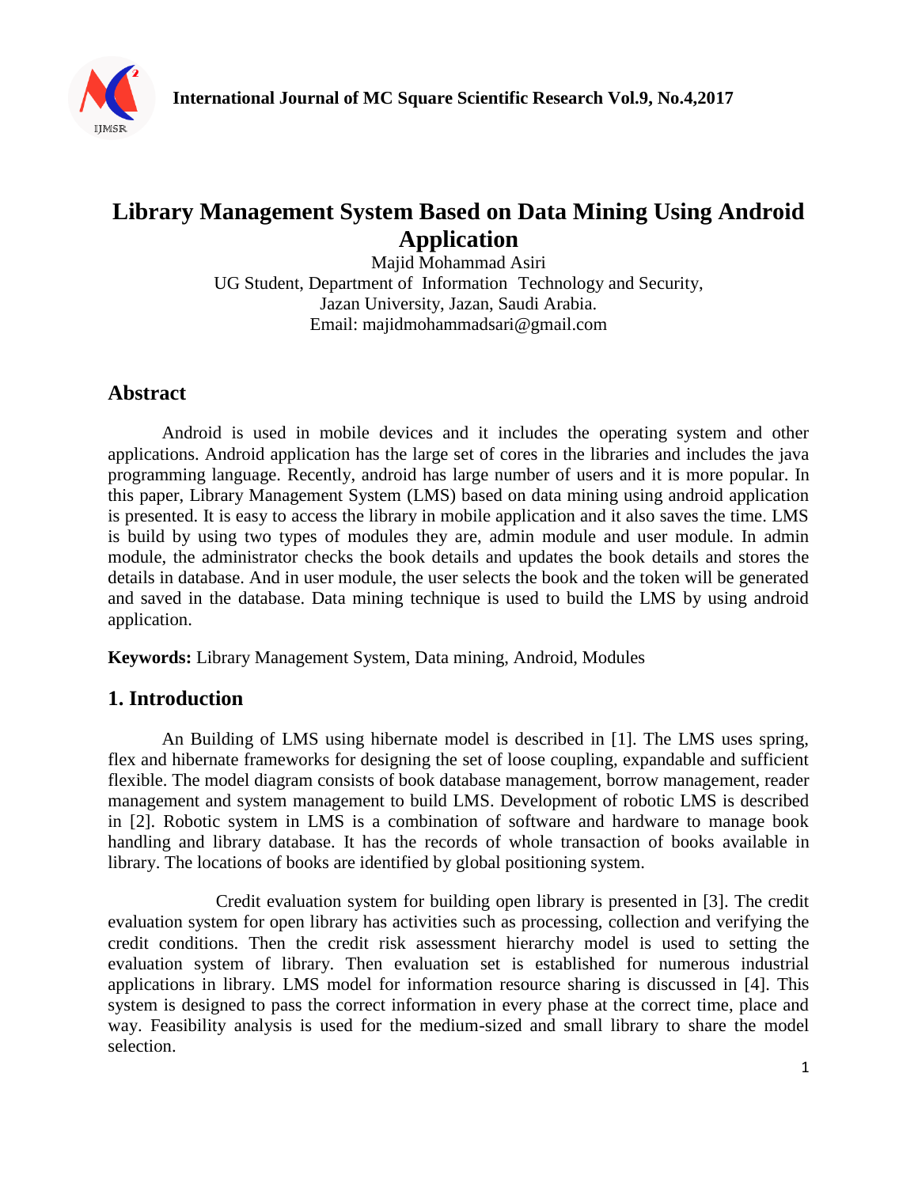# Library Management System Based on Data Mining Using Android Application

Majid Mohammad Asiri

UG Student, Department of Information Technology and Security,

Jazan University, Jazan, Saudi Arabia.

Email: majidmohammadsari@gmail.com

## Abstract

Android is used in mobile devices and it includes the operating system and other applications. Android application has the large set of cores in the libraries and includes the java programming language. Recently, android has large number of users and it is more popular. In this paper, Library Management System (LMS) based on data mining using android application is presented. It is easy to access the library in mobile application and it also saves the time. LMS is build by using two types of modules they are, admin module and user module. In admin module, the administrator checks the book details and updates the book details and stores the details in database. And in user module, the user selects the book and the token will be generated and saved in the database. Data mining technique is used to build the LMS by using android application.

**Keywords:** Library Management System, Data mining, Android, Modules

## 1. Introduction

An Building of LMS using hibernate model is described in [1]. The LMS uses spring, flex and hibernate frameworks for designing the set of loose coupling, expandable and sufficient flexible. The model diagram consists of book database management, borrow management, reader management and system management to build LMS. Development of robotic LMS is described in [2]. Robotic system in LMS is a combination of software and hardware to manage book handling and library database. It has the records of whole transaction of books available in library. The locations of books are identified by global positioning system.

Credit evaluation system for building open library is presented in [3]. The credit evaluation system for open library has activities such as processing, collection and verifying the credit conditions. Then the credit risk assessment hierarchy model is used to setting the evaluation system of library. Then evaluation set is established for numerous industrial applications in library. LMS model for information resource sharing is discussed in [4]. This system is designed to pass the correct information in every phase at the correct time, place and way. Feasibility analysis is used for the medium-sized and small library to share the model selection.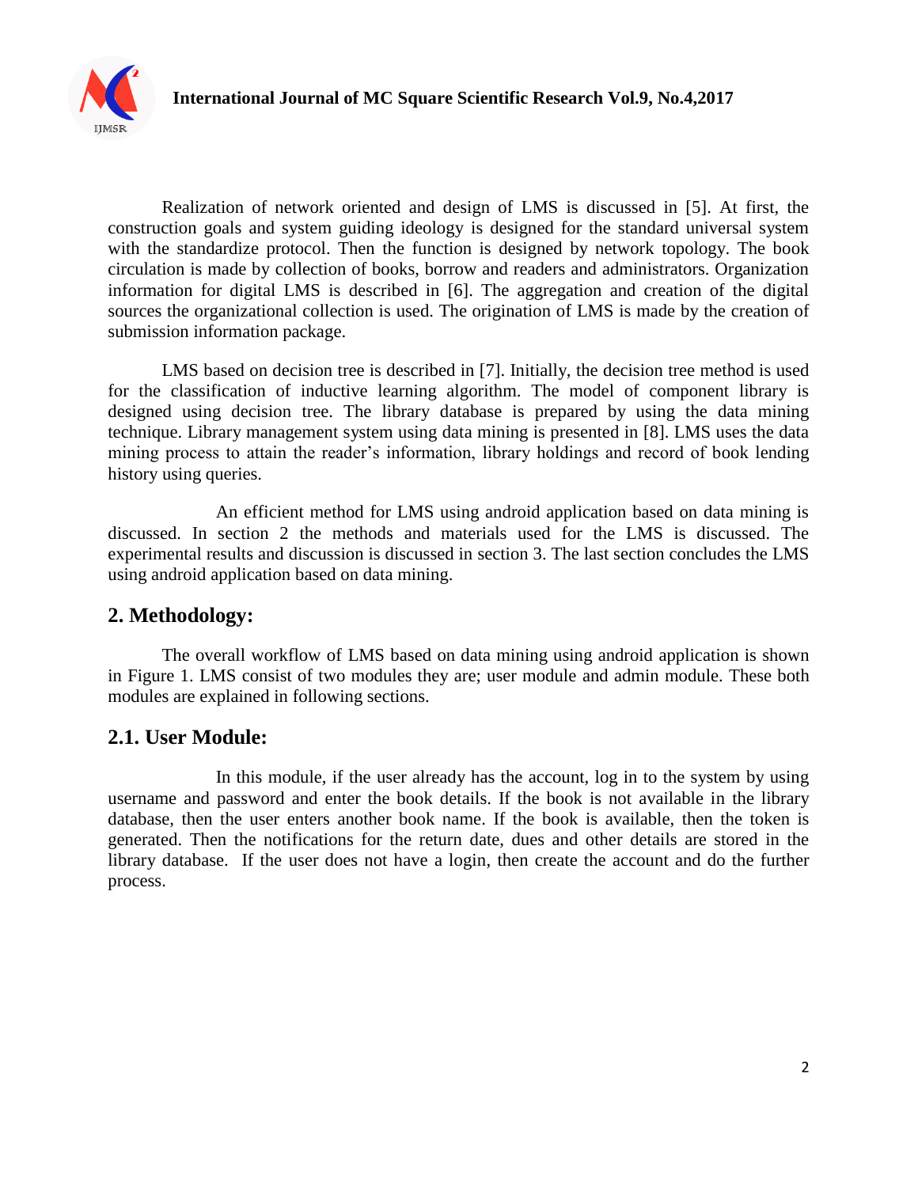Realization of network oriented and design of LMS is discussed in [5]. At first, the construction goals and system guiding ideology is designed for the standard universal system with the standardize protocol. Then the function is designed by network topology. The book circulation is made by collection of books, borrow and readers and administrators. Organization information for digital LMS is described in [6]. The aggregation and creation of the digital sources the organizational collection is used. The origination of LMS is made by the creation of submission information package.

LMS based on decision tree is described in [7]. Initially, the decision tree method is used for the classification of inductive learning algorithm. The model of component library is designed using decision tree. The library database is prepared by using the data mining technique. Library management system using data mining is presented in [8]. LMS uses the data mining process to attain the reader's information, library holdings and record of book lending history using queries.

An efficient method for LMS using android application based on data mining is discussed. In section 2 the methods and materials used for the LMS is discussed. The experimental results and discussion is discussed in section 3. The last section concludes the LMS using android application based on data mining.

## 2. Methodology:

The overall workflow of LMS based on data mining using android application is shown in Figure 1. LMS consist of two modules they are; user module and admin module. These both modules are explained in following sections.

### 2.1. User Module:

In this module, if the user already has the account, log in to the system by using username and password and enter the book details. If the book is not available in the library database, then the user enters another book name. If the book is available, then the token is generated. Then the notifications for the return date, dues and other details are stored in the library database. If the user does not have a login, then create the account and do the further process.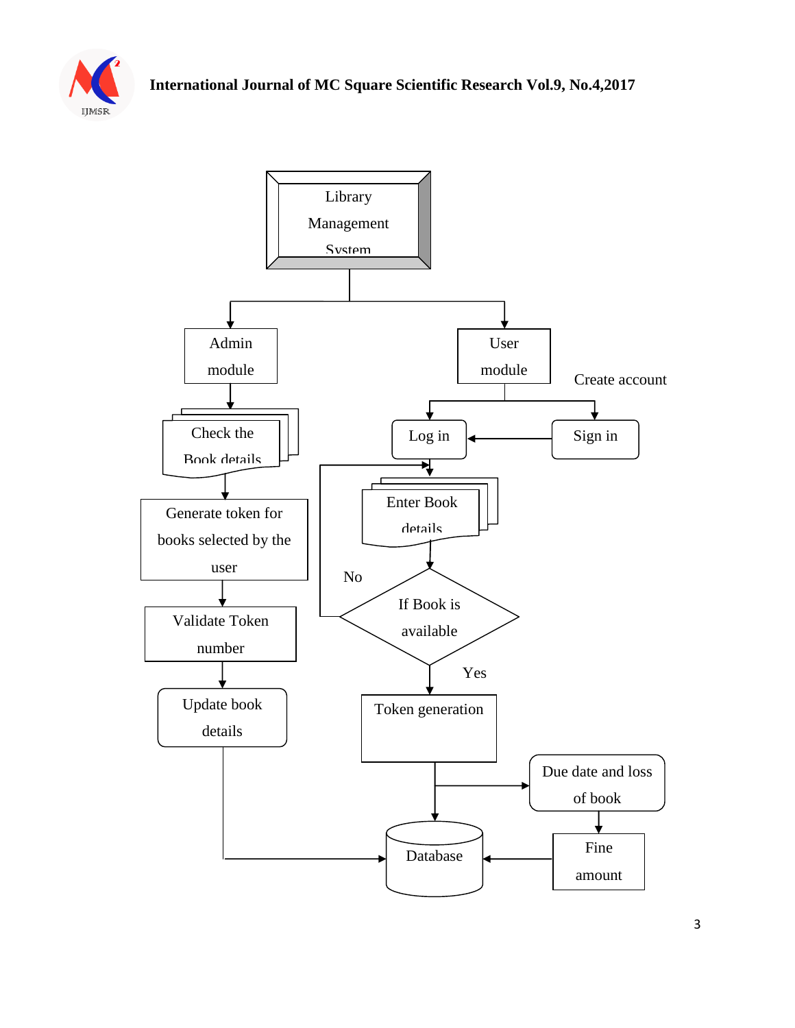Library Management System

Admin module

Check the Book details

Generate token for books selected by the user

Validate Token number

Update book details

User module

Create account

Log in

Sign in

Enter Book details

No

If Book is available

Yes

Token generation

Due date and loss of book

Fine amount

Database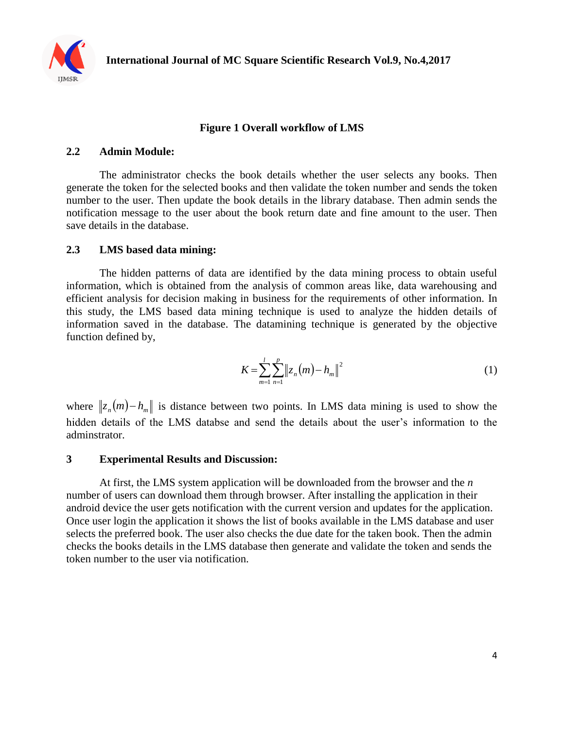**Figure 1 Overall workflow of LMS**

## 2.2 Admin Module:

The administrator checks the book details whether the user selects any books. Then generate the token for the selected books and then validate the token number and sends the token number to the user. Then update the book details in the library database. Then admin sends the notification message to the user about the book return date and fine amount to the user. Then save details in the database.

## 2.3 LMS based data mining:

The hidden patterns of data are identified by the data mining process to obtain useful information, which is obtained from the analysis of common areas like, data warehousing and efficient analysis for decision making in business for the requirements of other information. In this study, the LMS based data mining technique is used to analyze the hidden details of information saved in the database. The datamining technique is generated by the objective function defined by,

$$K = \sum_{m=1}^{l} \sum_{n=1}^{p} \left\| z_n(m) - h_m \right\|^2 \tag{1}$$

where $\left\| z_n(m) - h_m \right\|$ is distance between two points. In LMS data mining is used to show the hidden details of the LMS databse and send the details about the user's information to the adminstrator.

# 3 Experimental Results and Discussion:

At first, the LMS system application will be downloaded from the browser and the *n* number of users can download them through browser. After installing the application in their android device the user gets notification with the current version and updates for the application. Once user login the application it shows the list of books available in the LMS database and user selects the preferred book. The user also checks the due date for the taken book. Then the admin checks the books details in the LMS database then generate and validate the token and sends the token number to the user via notification.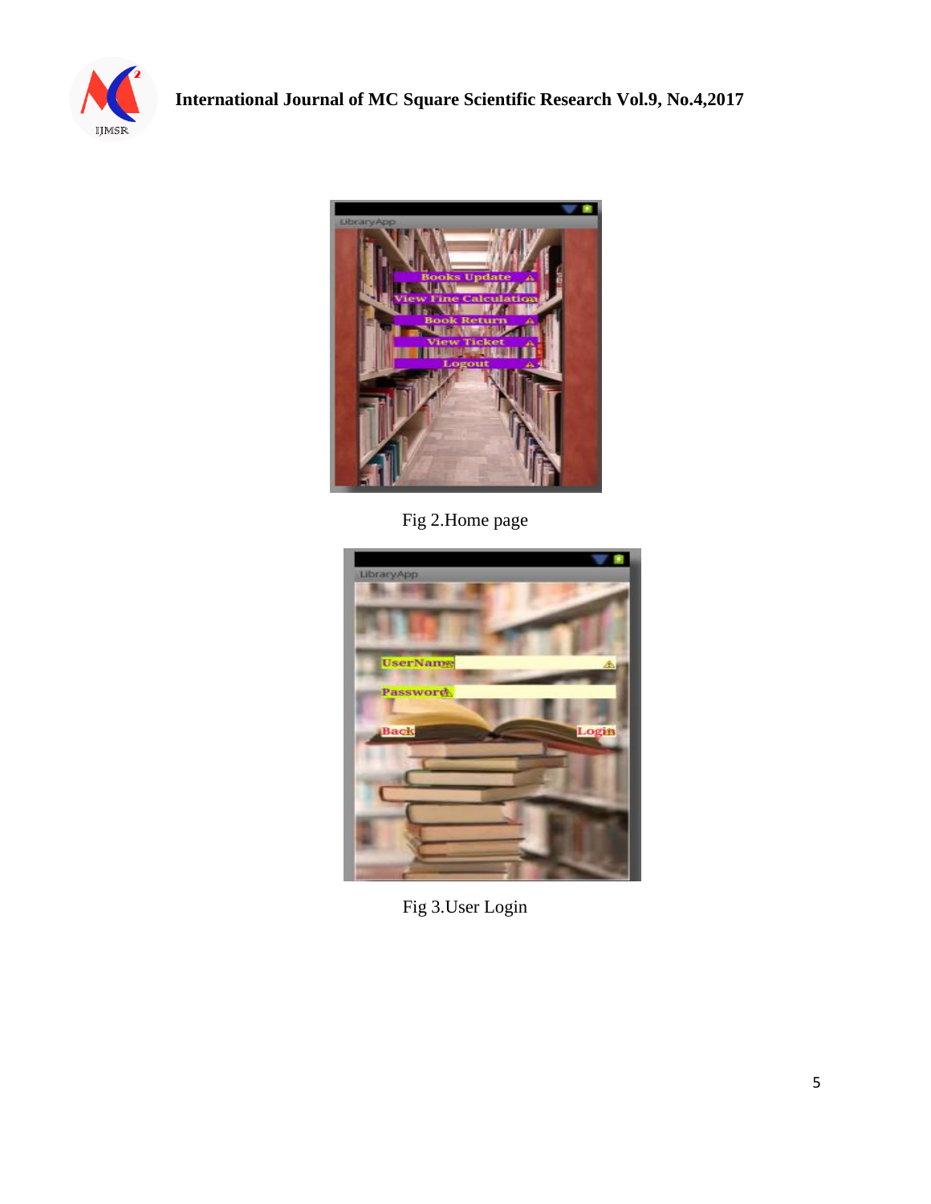Fig 2.Home page

Fig 3.User Login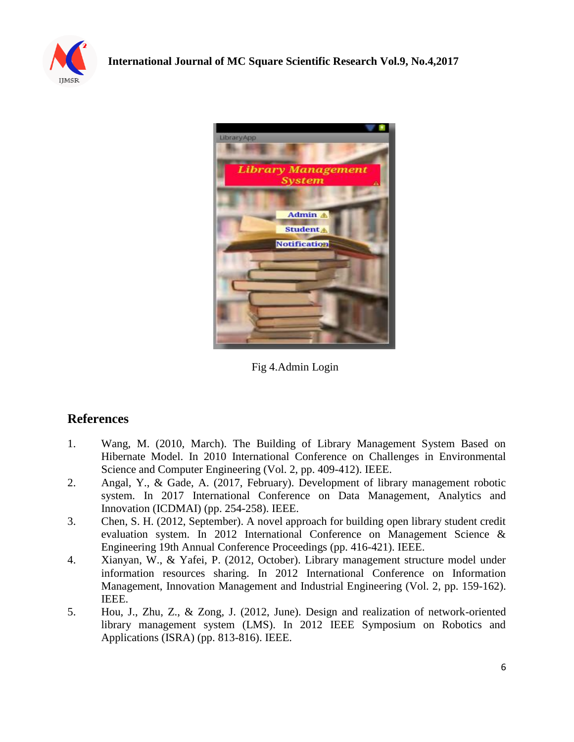Fig 4.Admin Login

## References

1. Wang, M. (2010, March). The Building of Library Management System Based on Hibernate Model. In 2010 International Conference on Challenges in Environmental Science and Computer Engineering (Vol. 2, pp. 409-412). IEEE.
2. Angal, Y., & Gade, A. (2017, February). Development of library management robotic system. In 2017 International Conference on Data Management, Analytics and Innovation (ICDMAI) (pp. 254-258). IEEE.
3. Chen, S. H. (2012, September). A novel approach for building open library student credit evaluation system. In 2012 International Conference on Management Science & Engineering 19th Annual Conference Proceedings (pp. 416-421). IEEE.
4. Xianyan, W., & Yafei, P. (2012, October). Library management structure model under information resources sharing. In 2012 International Conference on Information Management, Innovation Management and Industrial Engineering (Vol. 2, pp. 159-162). IEEE.
5. Hou, J., Zhu, Z., & Zong, J. (2012, June). Design and realization of network-oriented library management system (LMS). In 2012 IEEE Symposium on Robotics and Applications (ISRA) (pp. 813-816). IEEE.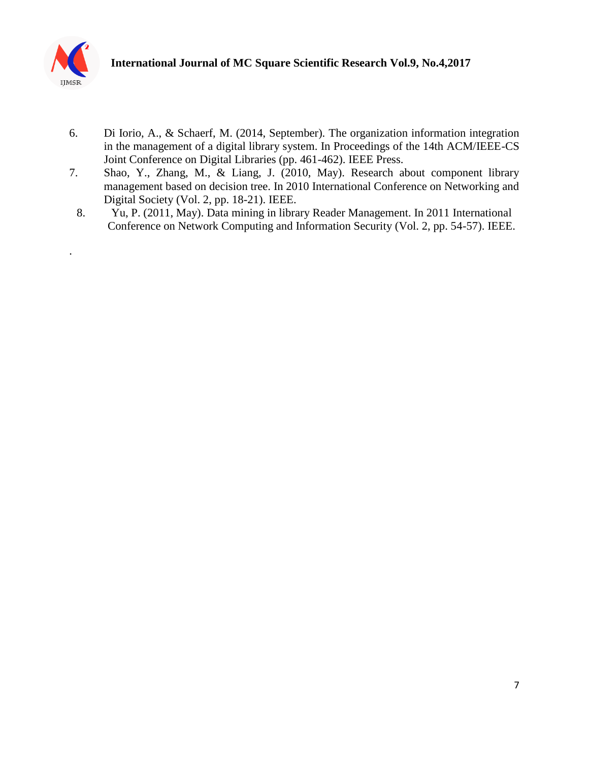6. Di Iorio, A., & Schaerf, M. (2014, September). The organization information integration in the management of a digital library system. In Proceedings of the 14th ACM/IEEE-CS Joint Conference on Digital Libraries (pp. 461-462). IEEE Press.
7. Shao, Y., Zhang, M., & Liang, J. (2010, May). Research about component library management based on decision tree. In 2010 International Conference on Networking and Digital Society (Vol. 2, pp. 18-21). IEEE.
8. Yu, P. (2011, May). Data mining in library Reader Management. In 2011 International Conference on Network Computing and Information Security (Vol. 2, pp. 54-57). IEEE.

.